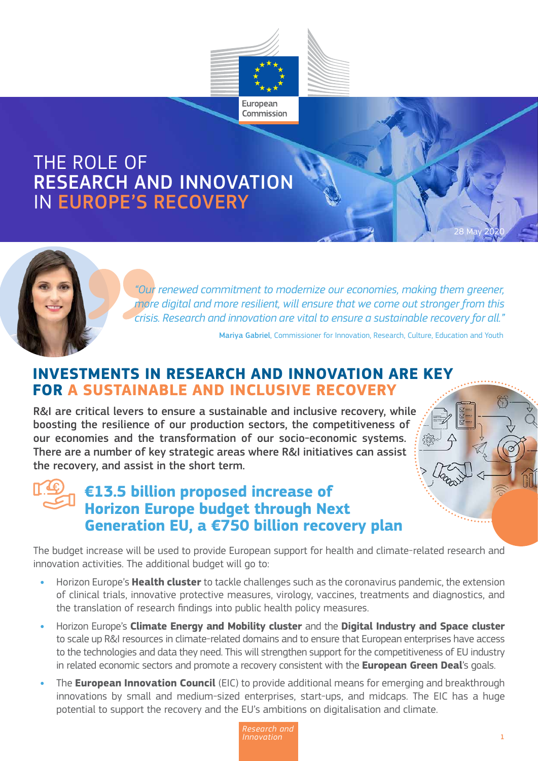European Commission

# THE ROLE OF RESEARCH AND INNOVATION IN EUROPE'S RECOVERY

28 May 2020

*"Our renewed commitment to modernize our economies, making them greener, more digital and more resilient, will ensure that we come out stronger from this crisis. Research and innovation are vital to ensure a sustainable recovery for all."*

**Mariya Gabriel**, Commissioner for Innovation, Research, Culture, Education and Youth

## INVESTMENTS IN RESEARCH AND INNOVATION ARE KEY FOR A SUSTAINABLE AND INCLUSIVE RECOVERY

**R&I are critical levers to ensure a sustainable and inclusive recovery, while boosting the resilience of our production sectors, the competitiveness of our economies and the transformation of our socio-economic systems. There are a number of key strategic areas where R&I initiatives can assist the recovery, and assist in the short term.**

### €13.5 billion proposed increase of Horizon Europe budget through Next Generation EU, a €750 billion recovery plan

The budget increase will be used to provide European support for health and climate-related research and innovation activities. The additional budget will go to:

- Horizon Europe's **Health cluster** to tackle challenges such as the coronavirus pandemic, the extension of clinical trials, innovative protective measures, virology, vaccines, treatments and diagnostics, and the translation of research findings into public health policy measures.
- Horizon Europe's **Climate Energy and Mobility cluster** and the **Digital Industry and Space cluster** to scale up R&I resources in climate-related domains and to ensure that European enterprises have access to the technologies and data they need. This will strengthen support for the competitiveness of EU industry in related economic sectors and promote a recovery consistent with the **European Green Deal**'s goals.
- The **European Innovation Council** (EIC) to provide additional means for emerging and breakthrough innovations by small and medium-sized enterprises, start-ups, and midcaps. The EIC has a huge potential to support the recovery and the EU's ambitions on digitalisation and climate.

*Research and Innovation*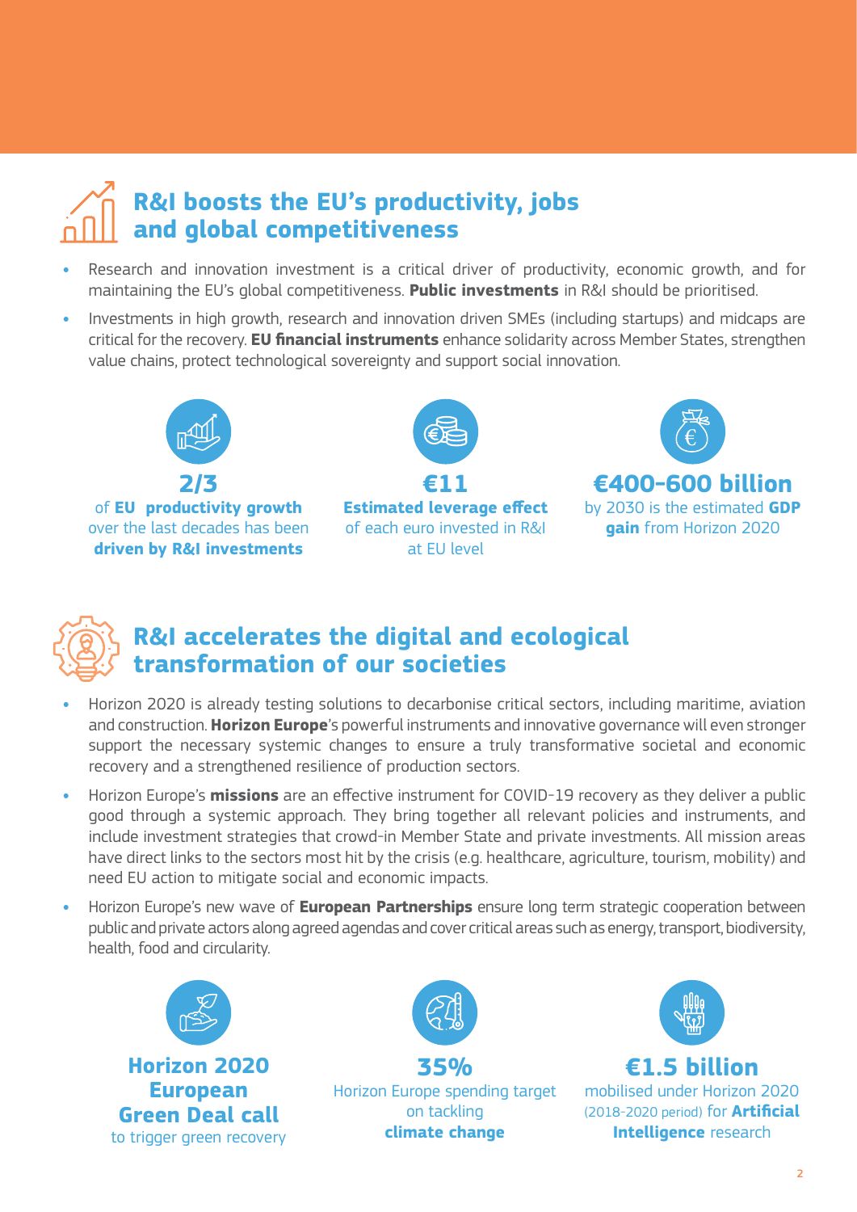## R&I boosts the EU's productivity, jobs and global competitiveness

- Research and innovation investment is a critical driver of productivity, economic growth, and for maintaining the EU's global competitiveness. **Public investments** in R&I should be prioritised.
- Investments in high growth, research and innovation driven SMEs (including startups) and midcaps are critical for the recovery. **EU financial instruments** enhance solidarity across Member States, strengthen value chains, protect technological sovereignty and support social innovation.

**2/3**
of **EU productivity growth** over the last decades has been **driven by R&I investments**

**€11**
**Estimated leverage effect** of each euro invested in R&I at EU level

**€400-600 billion**
by 2030 is the estimated **GDP gain** from Horizon 2020

## R&I accelerates the digital and ecological transformation of our societies

- Horizon 2020 is already testing solutions to decarbonise critical sectors, including maritime, aviation and construction. **Horizon Europe**'s powerful instruments and innovative governance will even stronger support the necessary systemic changes to ensure a truly transformative societal and economic recovery and a strengthened resilience of production sectors.
- Horizon Europe's **missions** are an effective instrument for COVID-19 recovery as they deliver a public good through a systemic approach. They bring together all relevant policies and instruments, and include investment strategies that crowd-in Member State and private investments. All mission areas have direct links to the sectors most hit by the crisis (e.g. healthcare, agriculture, tourism, mobility) and need EU action to mitigate social and economic impacts.
- Horizon Europe's new wave of **European Partnerships** ensure long term strategic cooperation between public and private actors along agreed agendas and cover critical areas such as energy, transport, biodiversity, health, food and circularity.

**Horizon 2020 European Green Deal call**
to trigger green recovery

**35%**
Horizon Europe spending target on tackling **climate change**

**€1.5 billion**
mobilised under Horizon 2020 (2018-2020 period) for **Artificial Intelligence** research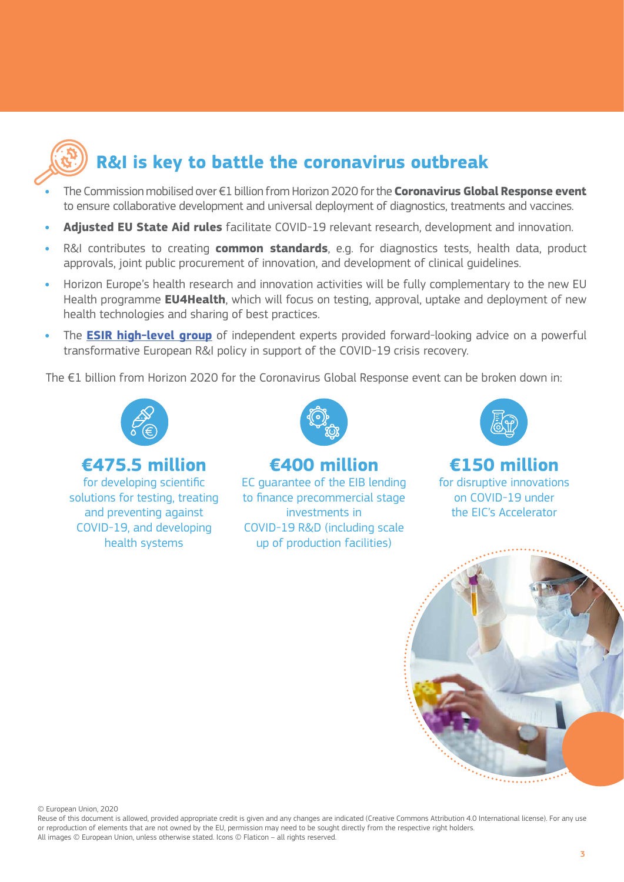## R&I is key to battle the coronavirus outbreak

- The Commission mobilised over €1 billion from Horizon 2020 for the **Coronavirus Global Response event** to ensure collaborative development and universal deployment of diagnostics, treatments and vaccines.
- **Adjusted EU State Aid rules** facilitate COVID-19 relevant research, development and innovation.
- R&I contributes to creating **common standards**, e.g. for diagnostics tests, health data, product approvals, joint public procurement of innovation, and development of clinical guidelines.
- Horizon Europe's health research and innovation activities will be fully complementary to the new EU Health programme **EU4Health**, which will focus on testing, approval, uptake and deployment of new health technologies and sharing of best practices.
- The **ESIR high-level group** of independent experts provided forward-looking advice on a powerful transformative European R&I policy in support of the COVID-19 crisis recovery.

The €1 billion from Horizon 2020 for the Coronavirus Global Response event can be broken down in:

**€475.5 million**
for developing scientific solutions for testing, treating and preventing against COVID-19, and developing health systems

**€400 million**
EC guarantee of the EIB lending to finance precommercial stage investments in COVID-19 R&D (including scale up of production facilities)

**€150 million**
for disruptive innovations on COVID-19 under the EIC's Accelerator

© European Union, 2020

Reuse of this document is allowed, provided appropriate credit is given and any changes are indicated (Creative Commons Attribution 4.0 International license). For any use or reproduction of elements that are not owned by the EU, permission may need to be sought directly from the respective right holders.
All images © European Union, unless otherwise stated. Icons © Flaticon – all rights reserved.